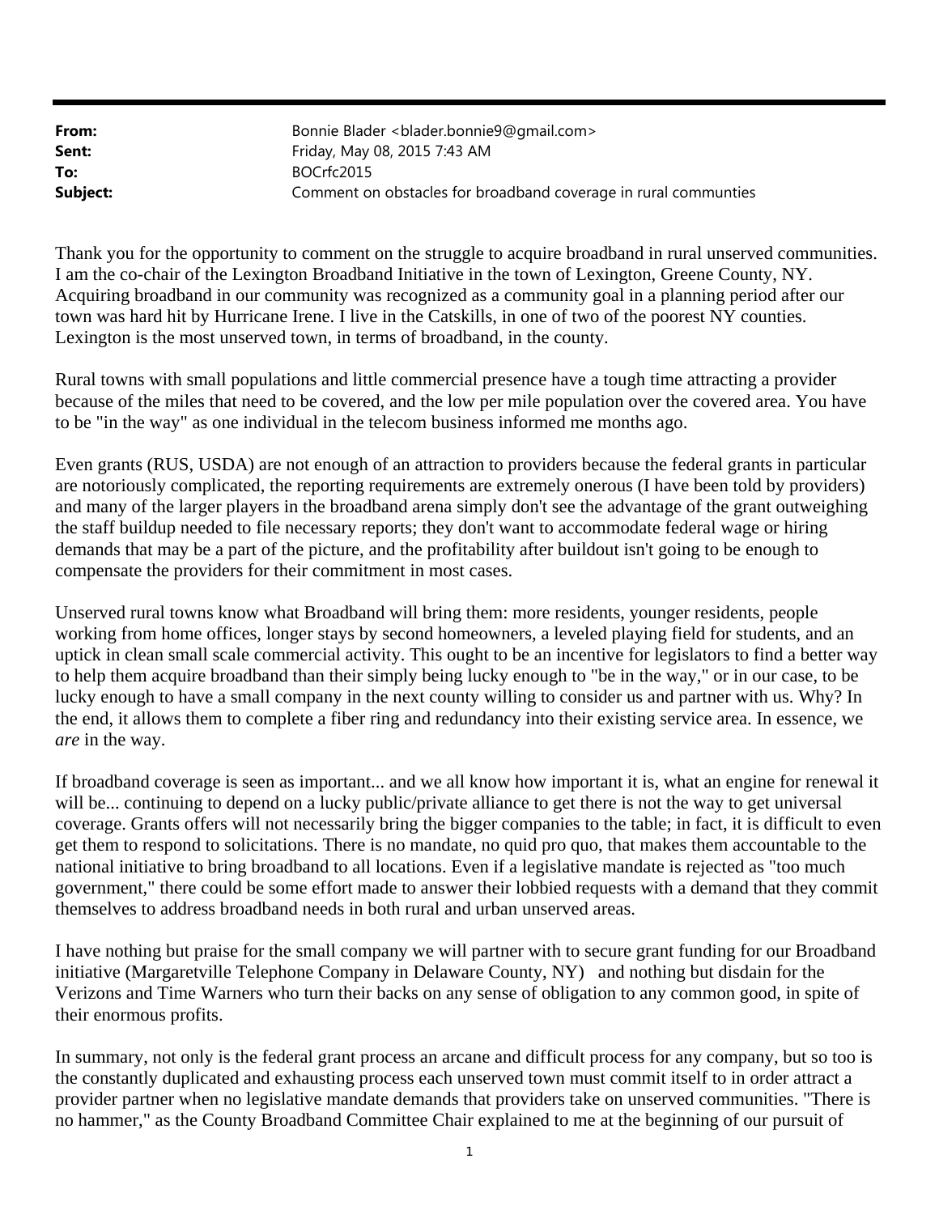| | |
|---|---|
| **From:** | Bonnie Blader <blader.bonnie9@gmail.com> |
| **Sent:** | Friday, May 08, 2015 7:43 AM |
| **To:** | BOCrfc2015 |
| **Subject:** | Comment on obstacles for broadband coverage in rural communties |

Thank you for the opportunity to comment on the struggle to acquire broadband in rural unserved communities. I am the co-chair of the Lexington Broadband Initiative in the town of Lexington, Greene County, NY. Acquiring broadband in our community was recognized as a community goal in a planning period after our town was hard hit by Hurricane Irene. I live in the Catskills, in one of two of the poorest NY counties. Lexington is the most unserved town, in terms of broadband, in the county.

Rural towns with small populations and little commercial presence have a tough time attracting a provider because of the miles that need to be covered, and the low per mile population over the covered area. You have to be "in the way" as one individual in the telecom business informed me months ago.

Even grants (RUS, USDA) are not enough of an attraction to providers because the federal grants in particular are notoriously complicated, the reporting requirements are extremely onerous (I have been told by providers) and many of the larger players in the broadband arena simply don't see the advantage of the grant outweighing the staff buildup needed to file necessary reports; they don't want to accommodate federal wage or hiring demands that may be a part of the picture, and the profitability after buildout isn't going to be enough to compensate the providers for their commitment in most cases.

Unserved rural towns know what Broadband will bring them: more residents, younger residents, people working from home offices, longer stays by second homeowners, a leveled playing field for students, and an uptick in clean small scale commercial activity. This ought to be an incentive for legislators to find a better way to help them acquire broadband than their simply being lucky enough to "be in the way," or in our case, to be lucky enough to have a small company in the next county willing to consider us and partner with us. Why? In the end, it allows them to complete a fiber ring and redundancy into their existing service area. In essence, we *are* in the way.

If broadband coverage is seen as important... and we all know how important it is, what an engine for renewal it will be... continuing to depend on a lucky public/private alliance to get there is not the way to get universal coverage. Grants offers will not necessarily bring the bigger companies to the table; in fact, it is difficult to even get them to respond to solicitations. There is no mandate, no quid pro quo, that makes them accountable to the national initiative to bring broadband to all locations. Even if a legislative mandate is rejected as "too much government," there could be some effort made to answer their lobbied requests with a demand that they commit themselves to address broadband needs in both rural and urban unserved areas.

I have nothing but praise for the small company we will partner with to secure grant funding for our Broadband initiative (Margaretville Telephone Company in Delaware County, NY) and nothing but disdain for the Verizons and Time Warners who turn their backs on any sense of obligation to any common good, in spite of their enormous profits.

In summary, not only is the federal grant process an arcane and difficult process for any company, but so too is the constantly duplicated and exhausting process each unserved town must commit itself to in order attract a provider partner when no legislative mandate demands that providers take on unserved communities. "There is no hammer," as the County Broadband Committee Chair explained to me at the beginning of our pursuit of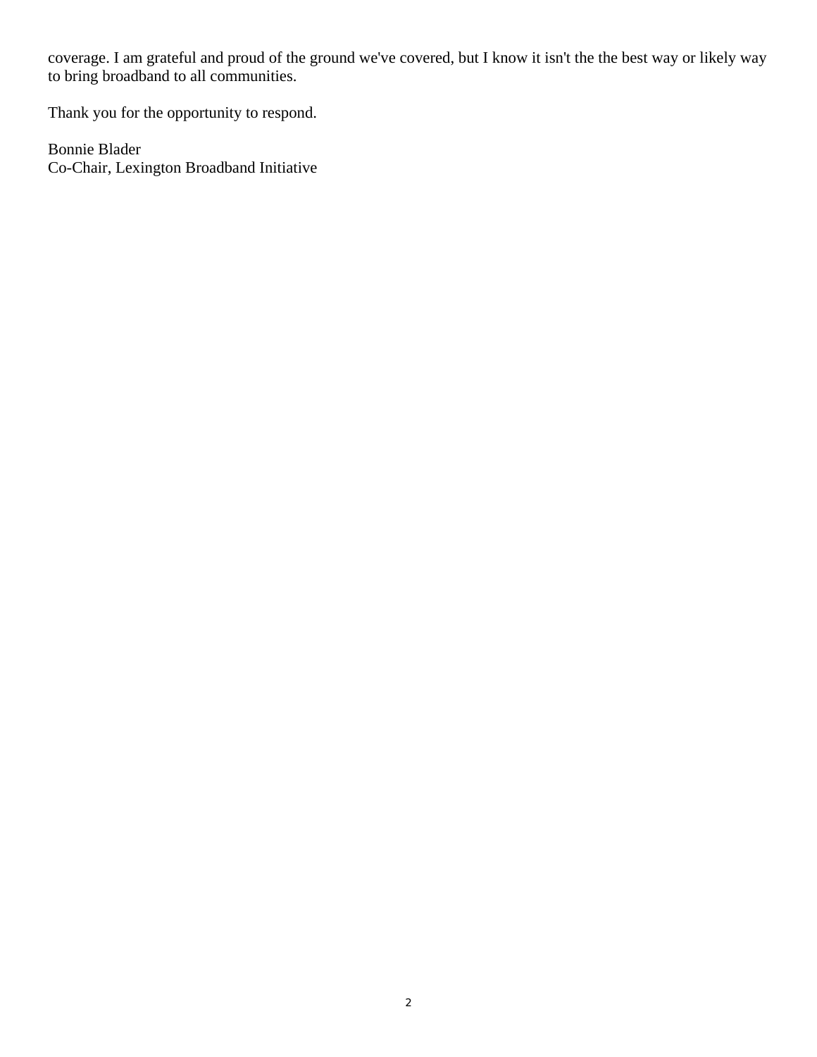coverage. I am grateful and proud of the ground we've covered, but I know it isn't the the best way or likely way to bring broadband to all communities.

Thank you for the opportunity to respond.

Bonnie Blader
Co-Chair, Lexington Broadband Initiative